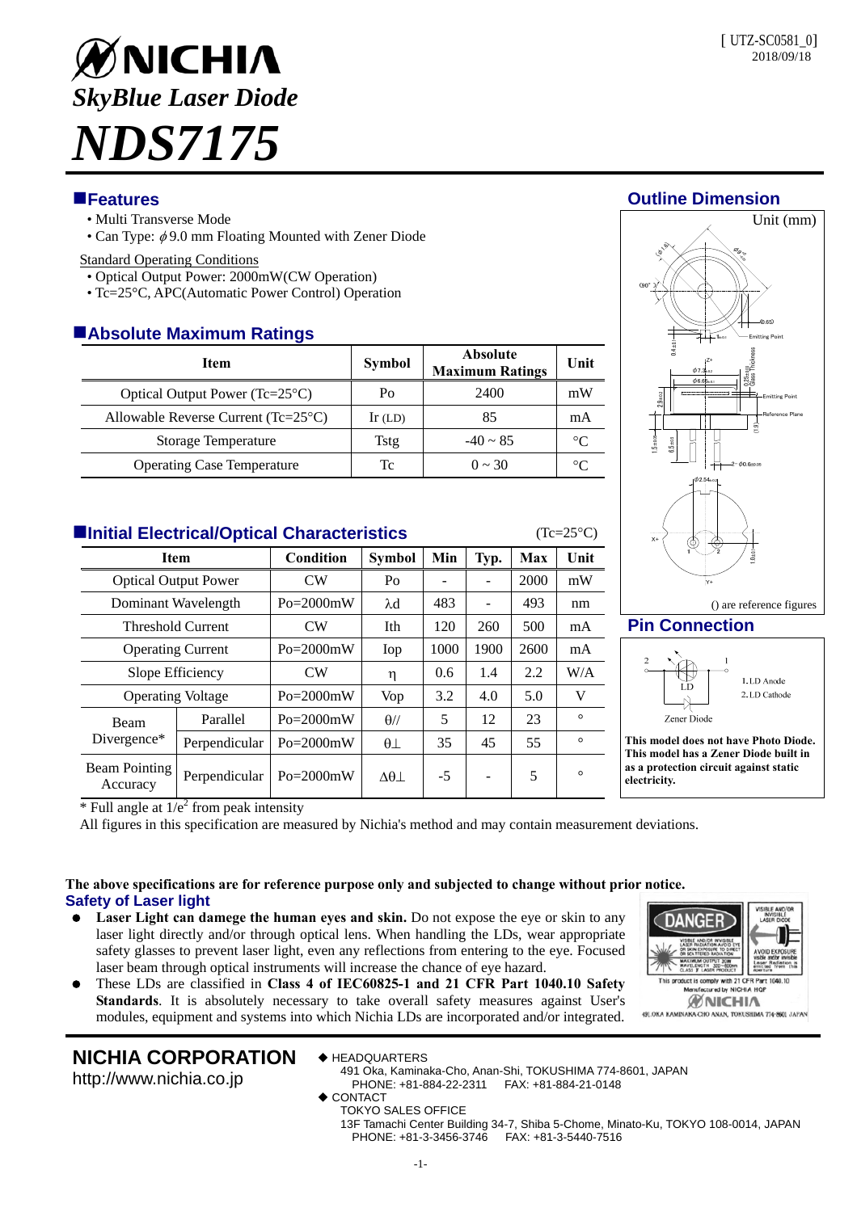[ UTZ-SC0581_0]
2018/09/18

# NICHIA

## *SkyBlue Laser Diode*

# *NDS7175*

## Features

- Multi Transverse Mode
- Can Type: $\phi$9.0 mm Floating Mounted with Zener Diode

Standard Operating Conditions

- Optical Output Power: 2000mW(CW Operation)
- Tc=25°C, APC(Automatic Power Control) Operation

## Absolute Maximum Ratings

| Item | Symbol | Absolute Maximum Ratings | Unit |
|---|---|---|---|
| Optical Output Power (Tc=25°C) | Po | 2400 | mW |
| Allowable Reverse Current (Tc=25°C) | Ir (LD) | 85 | mA |
| Storage Temperature | Tstg | -40 ~ 85 | °C |
| Operating Case Temperature | Tc | 0 ~ 30 | °C |

## Initial Electrical/Optical Characteristics

(Tc=25°C)

| Item | | Condition | Symbol | Min | Typ. | Max | Unit |
|---|---|---|---|---|---|---|---|
| Optical Output Power | | CW | Po | - | - | 2000 | mW |
| Dominant Wavelength | | Po=2000mW | λd | 483 | - | 493 | nm |
| Threshold Current | | CW | Ith | 120 | 260 | 500 | mA |
| Operating Current | | Po=2000mW | Iop | 1000 | 1900 | 2600 | mA |
| Slope Efficiency | | CW | η | 0.6 | 1.4 | 2.2 | W/A |
| Operating Voltage | | Po=2000mW | Vop | 3.2 | 4.0 | 5.0 | V |
| Beam Divergence* | Parallel | Po=2000mW | θ// | 5 | 12 | 23 | ° |
| | Perpendicular | Po=2000mW | θ⊥ | 35 | 45 | 55 | ° |
| Beam Pointing Accuracy | Perpendicular | Po=2000mW | Δθ⊥ | -5 | - | 5 | ° |

\* Full angle at $1/e^2$ from peak intensity

All figures in this specification are measured by Nichia's method and may contain measurement deviations.

## Outline Dimension

Unit (mm)

() are reference figures

## Pin Connection

1. LD Anode
2. LD Cathode

Zener Diode

**This model does not have Photo Diode. This model has a Zener Diode built in as a protection circuit against static electricity.**

**The above specifications are for reference purpose only and subjected to change without prior notice.**

## Safety of Laser light

- **Laser Light can damege the human eyes and skin.** Do not expose the eye or skin to any laser light directly and/or through optical lens. When handling the LDs, wear appropriate safety glasses to prevent laser light, even any reflections from entering to the eye. Focused laser beam through optical instruments will increase the chance of eye hazard.
- These LDs are classified in **Class 4 of IEC60825-1 and 21 CFR Part 1040.10 Safety Standards**. It is absolutely necessary to take overall safety measures against User's modules, equipment and systems into which Nichia LDs are incorporated and/or integrated.

**NICHIA CORPORATION**
http://www.nichia.co.jp

◆ HEADQUARTERS
491 Oka, Kaminaka-Cho, Anan-Shi, TOKUSHIMA 774-8601, JAPAN
PHONE: +81-884-22-2311 FAX: +81-884-21-0148

◆ CONTACT
TOKYO SALES OFFICE
13F Tamachi Center Building 34-7, Shiba 5-Chome, Minato-Ku, TOKYO 108-0014, JAPAN
PHONE: +81-3-3456-3746 FAX: +81-3-5440-7516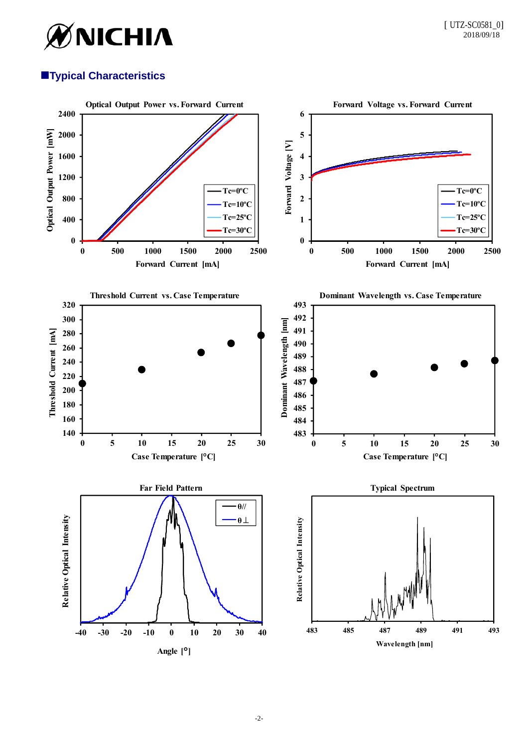## ■Typical Characteristics

**Optical Output Power vs. Forward Current**

Optical Output Power [mW] (0–2400) vs. Forward Current [mA] (0–2500)

Legend: Tc=0ºC, Tc=10ºC, Tc=25ºC, Tc=30ºC

**Forward Voltage vs. Forward Current**

Forward Voltage [V] (0–6) vs. Forward Current [mA] (0–2500)

Legend: Tc=0ºC, Tc=10ºC, Tc=25ºC, Tc=30ºC

**Threshold Current vs. Case Temperature**

Threshold Current [mA] (140–320) vs. Case Temperature [°C] (0–30)

**Dominant Wavelength vs. Case Temperature**

Dominant Wavelength [nm] (483–493) vs. Case Temperature [°C] (0–30)

**Far Field Pattern**

Relative Optical Intensity vs. Angle [°] (-40–40)

Legend: θ//, θ⊥

**Typical Spectrum**

Relative Optical Intensity vs. Wavelength [nm] (483–493)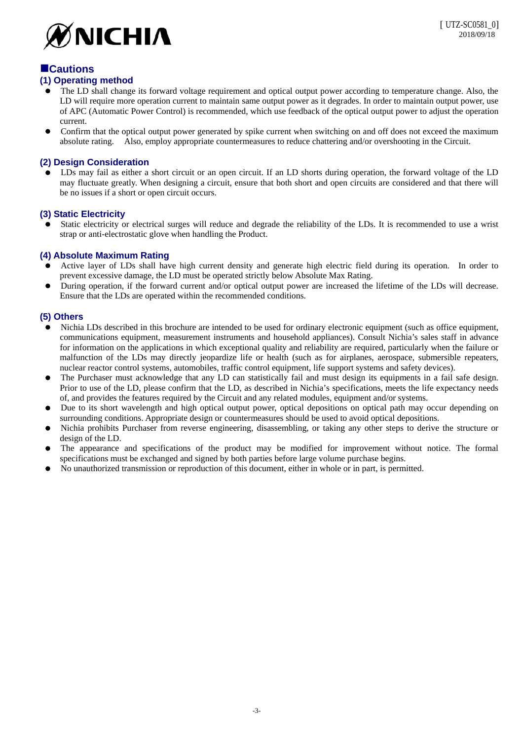## ■Cautions

### (1) Operating method

- The LD shall change its forward voltage requirement and optical output power according to temperature change. Also, the LD will require more operation current to maintain same output power as it degrades. In order to maintain output power, use of APC (Automatic Power Control) is recommended, which use feedback of the optical output power to adjust the operation current.
- Confirm that the optical output power generated by spike current when switching on and off does not exceed the maximum absolute rating. Also, employ appropriate countermeasures to reduce chattering and/or overshooting in the Circuit.

### (2) Design Consideration

- LDs may fail as either a short circuit or an open circuit. If an LD shorts during operation, the forward voltage of the LD may fluctuate greatly. When designing a circuit, ensure that both short and open circuits are considered and that there will be no issues if a short or open circuit occurs.

### (3) Static Electricity

- Static electricity or electrical surges will reduce and degrade the reliability of the LDs. It is recommended to use a wrist strap or anti-electrostatic glove when handling the Product.

### (4) Absolute Maximum Rating

- Active layer of LDs shall have high current density and generate high electric field during its operation. In order to prevent excessive damage, the LD must be operated strictly below Absolute Max Rating.
- During operation, if the forward current and/or optical output power are increased the lifetime of the LDs will decrease. Ensure that the LDs are operated within the recommended conditions.

### (5) Others

- Nichia LDs described in this brochure are intended to be used for ordinary electronic equipment (such as office equipment, communications equipment, measurement instruments and household appliances). Consult Nichia's sales staff in advance for information on the applications in which exceptional quality and reliability are required, particularly when the failure or malfunction of the LDs may directly jeopardize life or health (such as for airplanes, aerospace, submersible repeaters, nuclear reactor control systems, automobiles, traffic control equipment, life support systems and safety devices).
- The Purchaser must acknowledge that any LD can statistically fail and must design its equipments in a fail safe design. Prior to use of the LD, please confirm that the LD, as described in Nichia's specifications, meets the life expectancy needs of, and provides the features required by the Circuit and any related modules, equipment and/or systems.
- Due to its short wavelength and high optical output power, optical depositions on optical path may occur depending on surrounding conditions. Appropriate design or countermeasures should be used to avoid optical depositions.
- Nichia prohibits Purchaser from reverse engineering, disassembling, or taking any other steps to derive the structure or design of the LD.
- The appearance and specifications of the product may be modified for improvement without notice. The formal specifications must be exchanged and signed by both parties before large volume purchase begins.
- No unauthorized transmission or reproduction of this document, either in whole or in part, is permitted.